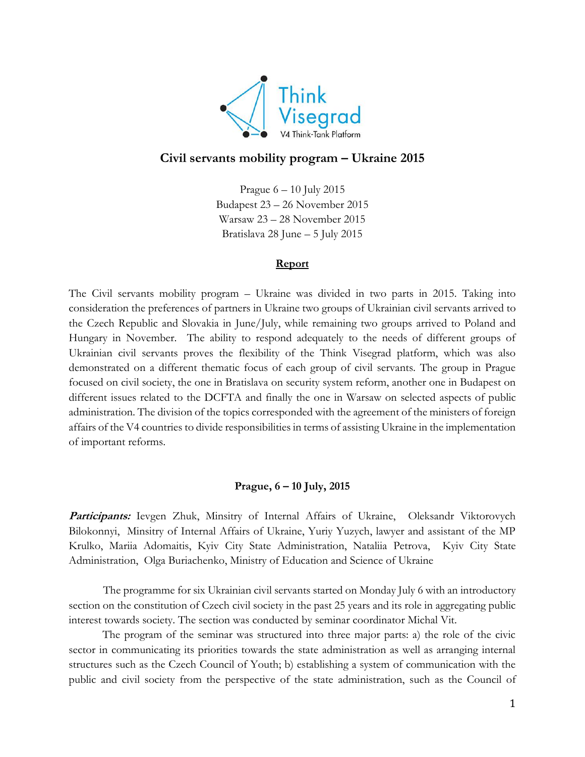Think Visegrad

V4 Think-Tank Platform

# Civil servants mobility program – Ukraine 2015

Prague 6 – 10 July 2015
Budapest 23 – 26 November 2015
Warsaw 23 – 28 November 2015
Bratislava 28 June – 5 July 2015

## Report

The Civil servants mobility program – Ukraine was divided in two parts in 2015. Taking into consideration the preferences of partners in Ukraine two groups of Ukrainian civil servants arrived to the Czech Republic and Slovakia in June/July, while remaining two groups arrived to Poland and Hungary in November. The ability to respond adequately to the needs of different groups of Ukrainian civil servants proves the flexibility of the Think Visegrad platform, which was also demonstrated on a different thematic focus of each group of civil servants. The group in Prague focused on civil society, the one in Bratislava on security system reform, another one in Budapest on different issues related to the DCFTA and finally the one in Warsaw on selected aspects of public administration. The division of the topics corresponded with the agreement of the ministers of foreign affairs of the V4 countries to divide responsibilities in terms of assisting Ukraine in the implementation of important reforms.

### Prague, 6 – 10 July, 2015

***Participants:*** Ievgen Zhuk, Minsitry of Internal Affairs of Ukraine, Oleksandr Viktorovych Bilokonnyi, Minsitry of Internal Affairs of Ukraine, Yuriy Yuzych, lawyer and assistant of the MP Krulko, Mariia Adomaitis, Kyiv City State Administration, Nataliia Petrova, Kyiv City State Administration, Olga Buriachenko, Ministry of Education and Science of Ukraine

The programme for six Ukrainian civil servants started on Monday July 6 with an introductory section on the constitution of Czech civil society in the past 25 years and its role in aggregating public interest towards society. The section was conducted by seminar coordinator Michal Vit.

The program of the seminar was structured into three major parts: a) the role of the civic sector in communicating its priorities towards the state administration as well as arranging internal structures such as the Czech Council of Youth; b) establishing a system of communication with the public and civil society from the perspective of the state administration, such as the Council of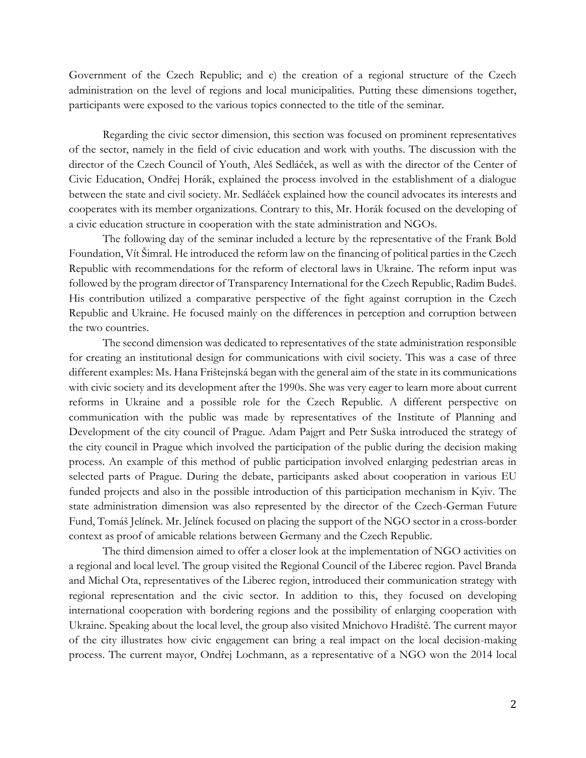Government of the Czech Republic; and c) the creation of a regional structure of the Czech administration on the level of regions and local municipalities. Putting these dimensions together, participants were exposed to the various topics connected to the title of the seminar.

Regarding the civic sector dimension, this section was focused on prominent representatives of the sector, namely in the field of civic education and work with youths. The discussion with the director of the Czech Council of Youth, Aleš Sedláček, as well as with the director of the Center of Civic Education, Ondřej Horák, explained the process involved in the establishment of a dialogue between the state and civil society. Mr. Sedláček explained how the council advocates its interests and cooperates with its member organizations. Contrary to this, Mr. Horák focused on the developing of a civic education structure in cooperation with the state administration and NGOs.

The following day of the seminar included a lecture by the representative of the Frank Bold Foundation, Vít Šimral. He introduced the reform law on the financing of political parties in the Czech Republic with recommendations for the reform of electoral laws in Ukraine. The reform input was followed by the program director of Transparency International for the Czech Republic, Radim Bureš. His contribution utilized a comparative perspective of the fight against corruption in the Czech Republic and Ukraine. He focused mainly on the differences in perception and corruption between the two countries.

The second dimension was dedicated to representatives of the state administration responsible for creating an institutional design for communications with civil society. This was a case of three different examples: Ms. Hana Frištenská began with the general aim of the state in its communications with civic society and its development after the 1990s. She was very eager to learn more about current reforms in Ukraine and a possible role for the Czech Republic. A different perspective on communication with the public was made by representatives of the Institute of Planning and Development of the city council of Prague. Adam Pajgrt and Petr Suška introduced the strategy of the city council in Prague which involved the participation of the public during the decision making process. An example of this method of public participation involved enlarging pedestrian areas in selected parts of Prague. During the debate, participants asked about cooperation in various EU funded projects and also in the possible introduction of this participation mechanism in Kyiv. The state administration dimension was also represented by the director of the Czech-German Future Fund, Tomáš Jelínek. Mr. Jelínek focused on placing the support of the NGO sector in a cross-border context as proof of amicable relations between Germany and the Czech Republic.

The third dimension aimed to offer a closer look at the implementation of NGO activities on a regional and local level. The group visited the Regional Council of the Liberec region. Pavel Branda and Michal Ota, representatives of the Liberec region, introduced their communication strategy with regional representation and the civic sector. In addition to this, they focused on developing international cooperation with bordering regions and the possibility of enlarging cooperation with Ukraine. Speaking about the local level, the group also visited Mnichovo Hradiště. The current mayor of the city illustrates how civic engagement can bring a real impact on the local decision-making process. The current mayor, Ondřej Lochmann, as a representative of a NGO won the 2014 local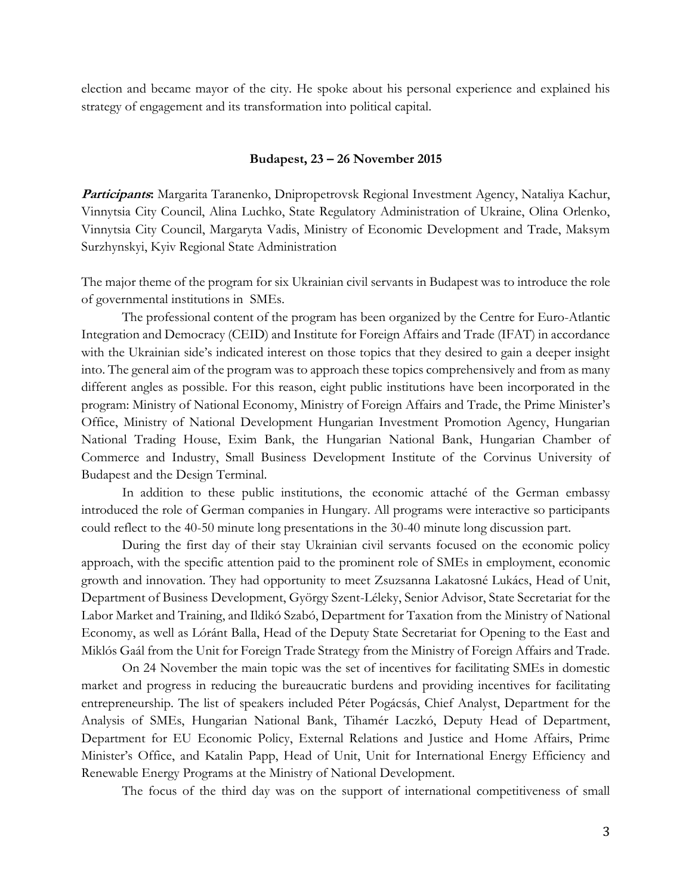election and became mayor of the city. He spoke about his personal experience and explained his strategy of engagement and its transformation into political capital.

**Budapest, 23 – 26 November 2015**

***Participants*:** Margarita Taranenko, Dnipropetrovsk Regional Investment Agency, Nataliya Kachur, Vinnytsia City Council, Alina Luchko, State Regulatory Administration of Ukraine, Olina Orlenko, Vinnytsia City Council, Margaryta Vadis, Ministry of Economic Development and Trade, Maksym Surzhynskyi, Kyiv Regional State Administration

The major theme of the program for six Ukrainian civil servants in Budapest was to introduce the role of governmental institutions in SMEs.

The professional content of the program has been organized by the Centre for Euro-Atlantic Integration and Democracy (CEID) and Institute for Foreign Affairs and Trade (IFAT) in accordance with the Ukrainian side's indicated interest on those topics that they desired to gain a deeper insight into. The general aim of the program was to approach these topics comprehensively and from as many different angles as possible. For this reason, eight public institutions have been incorporated in the program: Ministry of National Economy, Ministry of Foreign Affairs and Trade, the Prime Minister's Office, Ministry of National Development Hungarian Investment Promotion Agency, Hungarian National Trading House, Exim Bank, the Hungarian National Bank, Hungarian Chamber of Commerce and Industry, Small Business Development Institute of the Corvinus University of Budapest and the Design Terminal.

In addition to these public institutions, the economic attaché of the German embassy introduced the role of German companies in Hungary. All programs were interactive so participants could reflect to the 40-50 minute long presentations in the 30-40 minute long discussion part.

During the first day of their stay Ukrainian civil servants focused on the economic policy approach, with the specific attention paid to the prominent role of SMEs in employment, economic growth and innovation. They had opportunity to meet Zsuzsanna Lakatosné Lukács, Head of Unit, Department of Business Development, György Szent-Léleky, Senior Advisor, State Secretariat for the Labor Market and Training, and Ildikó Szabó, Department for Taxation from the Ministry of National Economy, as well as Lóránt Balla, Head of the Deputy State Secretariat for Opening to the East and Miklós Gaál from the Unit for Foreign Trade Strategy from the Ministry of Foreign Affairs and Trade.

On 24 November the main topic was the set of incentives for facilitating SMEs in domestic market and progress in reducing the bureaucratic burdens and providing incentives for facilitating entrepreneurship. The list of speakers included Péter Pogácsás, Chief Analyst, Department for the Analysis of SMEs, Hungarian National Bank, Tihamér Laczkó, Deputy Head of Department, Department for EU Economic Policy, External Relations and Justice and Home Affairs, Prime Minister's Office, and Katalin Papp, Head of Unit, Unit for International Energy Efficiency and Renewable Energy Programs at the Ministry of National Development.

The focus of the third day was on the support of international competitiveness of small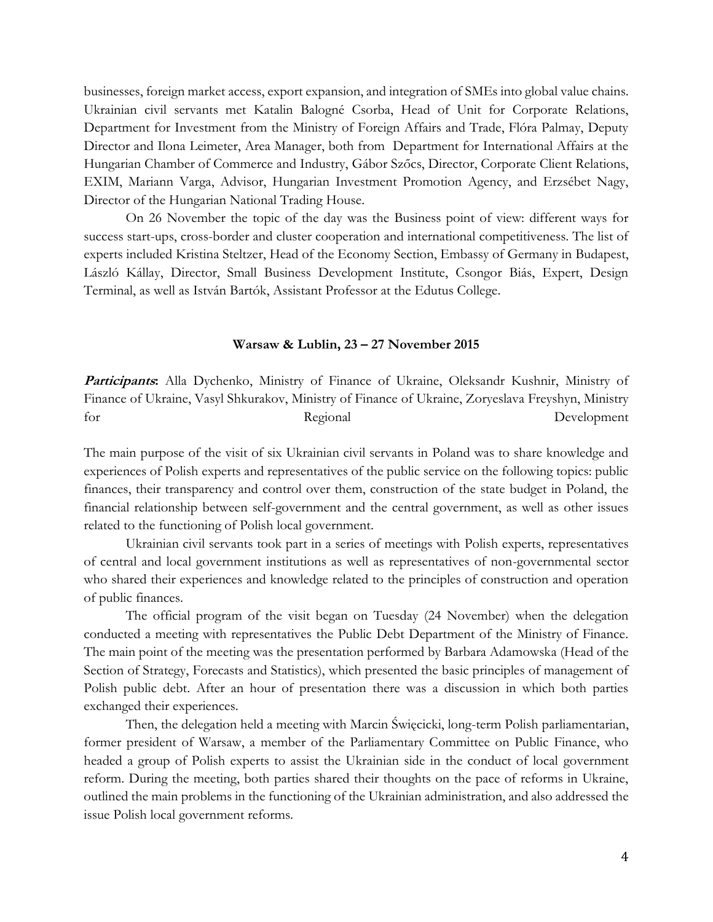businesses, foreign market access, export expansion, and integration of SMEs into global value chains. Ukrainian civil servants met Katalin Balogné Csorba, Head of Unit for Corporate Relations, Department for Investment from the Ministry of Foreign Affairs and Trade, Flóra Palmay, Deputy Director and Ilona Leimeter, Area Manager, both from Department for International Affairs at the Hungarian Chamber of Commerce and Industry, Gábor Szőcs, Director, Corporate Client Relations, EXIM, Mariann Varga, Advisor, Hungarian Investment Promotion Agency, and Erzsébet Nagy, Director of the Hungarian National Trading House.

On 26 November the topic of the day was the Business point of view: different ways for success start-ups, cross-border and cluster cooperation and international competitiveness. The list of experts included Kristina Steltzer, Head of the Economy Section, Embassy of Germany in Budapest, László Kállay, Director, Small Business Development Institute, Csongor Biás, Expert, Design Terminal, as well as István Bartók, Assistant Professor at the Edutus College.

**Warsaw & Lublin, 23 – 27 November 2015**

***Participants*:** Alla Dychenko, Ministry of Finance of Ukraine, Oleksandr Kushnir, Ministry of Finance of Ukraine, Vasyl Shkurakov, Ministry of Finance of Ukraine, Zoryeslava Freyshyn, Ministry for Regional Development

The main purpose of the visit of six Ukrainian civil servants in Poland was to share knowledge and experiences of Polish experts and representatives of the public service on the following topics: public finances, their transparency and control over them, construction of the state budget in Poland, the financial relationship between self-government and the central government, as well as other issues related to the functioning of Polish local government.

Ukrainian civil servants took part in a series of meetings with Polish experts, representatives of central and local government institutions as well as representatives of non-governmental sector who shared their experiences and knowledge related to the principles of construction and operation of public finances.

The official program of the visit began on Tuesday (24 November) when the delegation conducted a meeting with representatives the Public Debt Department of the Ministry of Finance. The main point of the meeting was the presentation performed by Barbara Adamowska (Head of the Section of Strategy, Forecasts and Statistics), which presented the basic principles of management of Polish public debt. After an hour of presentation there was a discussion in which both parties exchanged their experiences.

Then, the delegation held a meeting with Marcin Święcicki, long-term Polish parliamentarian, former president of Warsaw, a member of the Parliamentary Committee on Public Finance, who headed a group of Polish experts to assist the Ukrainian side in the conduct of local government reform. During the meeting, both parties shared their thoughts on the pace of reforms in Ukraine, outlined the main problems in the functioning of the Ukrainian administration, and also addressed the issue Polish local government reforms.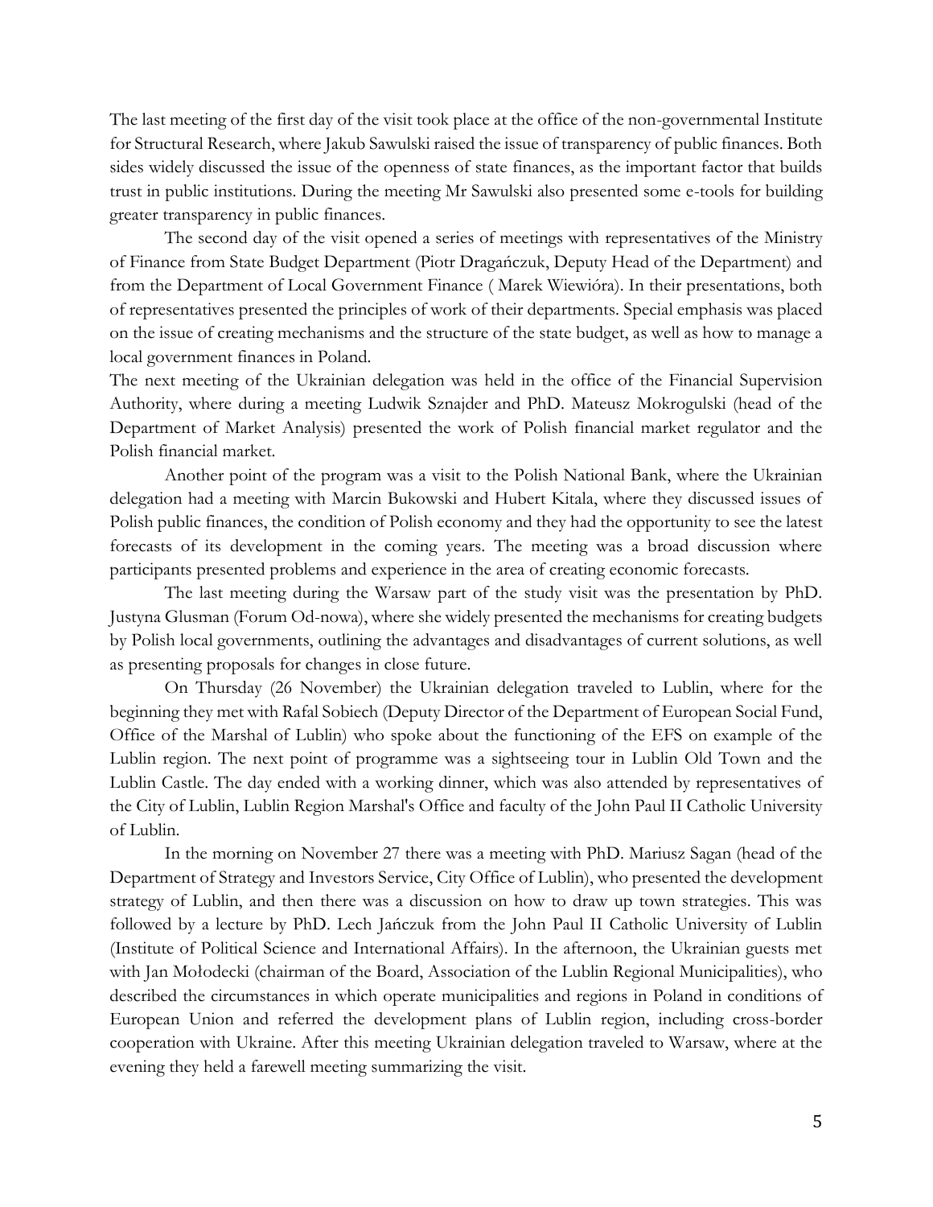The last meeting of the first day of the visit took place at the office of the non-governmental Institute for Structural Research, where Jakub Sawulski raised the issue of transparency of public finances. Both sides widely discussed the issue of the openness of state finances, as the important factor that builds trust in public institutions. During the meeting Mr Sawulski also presented some e-tools for building greater transparency in public finances.

The second day of the visit opened a series of meetings with representatives of the Ministry of Finance from State Budget Department (Piotr Dragańczuk, Deputy Head of the Department) and from the Department of Local Government Finance ( Marek Wiewióra). In their presentations, both of representatives presented the principles of work of their departments. Special emphasis was placed on the issue of creating mechanisms and the structure of the state budget, as well as how to manage a local government finances in Poland.

The next meeting of the Ukrainian delegation was held in the office of the Financial Supervision Authority, where during a meeting Ludwik Sznajder and PhD. Mateusz Mokrogulski (head of the Department of Market Analysis) presented the work of Polish financial market regulator and the Polish financial market.

Another point of the program was a visit to the Polish National Bank, where the Ukrainian delegation had a meeting with Marcin Bukowski and Hubert Kitala, where they discussed issues of Polish public finances, the condition of Polish economy and they had the opportunity to see the latest forecasts of its development in the coming years. The meeting was a broad discussion where participants presented problems and experience in the area of creating economic forecasts.

The last meeting during the Warsaw part of the study visit was the presentation by PhD. Justyna Glusman (Forum Od-nowa), where she widely presented the mechanisms for creating budgets by Polish local governments, outlining the advantages and disadvantages of current solutions, as well as presenting proposals for changes in close future.

On Thursday (26 November) the Ukrainian delegation traveled to Lublin, where for the beginning they met with Rafal Sobiech (Deputy Director of the Department of European Social Fund, Office of the Marshal of Lublin) who spoke about the functioning of the EFS on example of the Lublin region. The next point of programme was a sightseeing tour in Lublin Old Town and the Lublin Castle. The day ended with a working dinner, which was also attended by representatives of the City of Lublin, Lublin Region Marshal's Office and faculty of the John Paul II Catholic University of Lublin.

In the morning on November 27 there was a meeting with PhD. Mariusz Sagan (head of the Department of Strategy and Investors Service, City Office of Lublin), who presented the development strategy of Lublin, and then there was a discussion on how to draw up town strategies. This was followed by a lecture by PhD. Lech Jańczuk from the John Paul II Catholic University of Lublin (Institute of Political Science and International Affairs). In the afternoon, the Ukrainian guests met with Jan Mołodecki (chairman of the Board, Association of the Lublin Regional Municipalities), who described the circumstances in which operate municipalities and regions in Poland in conditions of European Union and referred the development plans of Lublin region, including cross-border cooperation with Ukraine. After this meeting Ukrainian delegation traveled to Warsaw, where at the evening they held a farewell meeting summarizing the visit.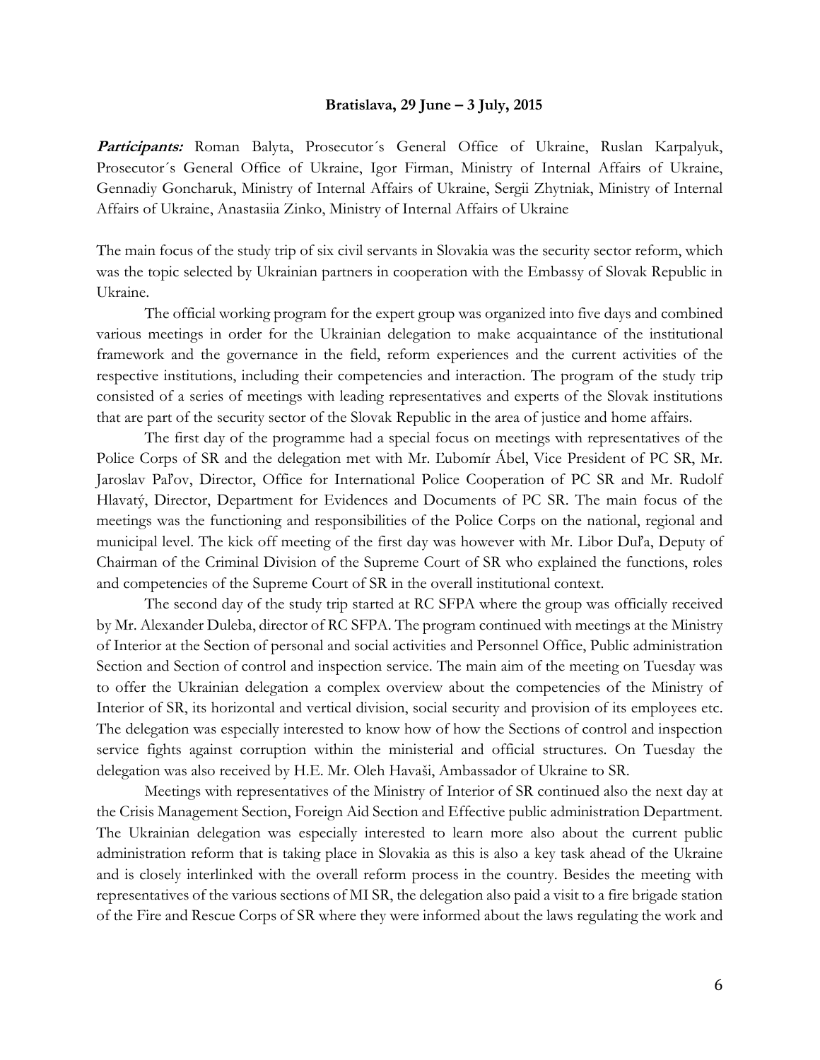**Bratislava, 29 June – 3 July, 2015**

***Participants:*** Roman Balyta, Prosecutor´s General Office of Ukraine, Ruslan Karpalyuk, Prosecutor´s General Office of Ukraine, Igor Firman, Ministry of Internal Affairs of Ukraine, Gennadiy Goncharuk, Ministry of Internal Affairs of Ukraine, Sergii Zhytniak, Ministry of Internal Affairs of Ukraine, Anastasiia Zinko, Ministry of Internal Affairs of Ukraine

The main focus of the study trip of six civil servants in Slovakia was the security sector reform, which was the topic selected by Ukrainian partners in cooperation with the Embassy of Slovak Republic in Ukraine.

The official working program for the expert group was organized into five days and combined various meetings in order for the Ukrainian delegation to make acquaintance of the institutional framework and the governance in the field, reform experiences and the current activities of the respective institutions, including their competencies and interaction. The program of the study trip consisted of a series of meetings with leading representatives and experts of the Slovak institutions that are part of the security sector of the Slovak Republic in the area of justice and home affairs.

The first day of the programme had a special focus on meetings with representatives of the Police Corps of SR and the delegation met with Mr. Ľubomír Ábel, Vice President of PC SR, Mr. Jaroslav Paľov, Director, Office for International Police Cooperation of PC SR and Mr. Rudolf Hlavatý, Director, Department for Evidences and Documents of PC SR. The main focus of the meetings was the functioning and responsibilities of the Police Corps on the national, regional and municipal level. The kick off meeting of the first day was however with Mr. Libor Duľa, Deputy of Chairman of the Criminal Division of the Supreme Court of SR who explained the functions, roles and competencies of the Supreme Court of SR in the overall institutional context.

The second day of the study trip started at RC SFPA where the group was officially received by Mr. Alexander Duleba, director of RC SFPA. The program continued with meetings at the Ministry of Interior at the Section of personal and social activities and Personnel Office, Public administration Section and Section of control and inspection service. The main aim of the meeting on Tuesday was to offer the Ukrainian delegation a complex overview about the competencies of the Ministry of Interior of SR, its horizontal and vertical division, social security and provision of its employees etc. The delegation was especially interested to know how of how the Sections of control and inspection service fights against corruption within the ministerial and official structures. On Tuesday the delegation was also received by H.E. Mr. Oleh Havaši, Ambassador of Ukraine to SR.

Meetings with representatives of the Ministry of Interior of SR continued also the next day at the Crisis Management Section, Foreign Aid Section and Effective public administration Department. The Ukrainian delegation was especially interested to learn more also about the current public administration reform that is taking place in Slovakia as this is also a key task ahead of the Ukraine and is closely interlinked with the overall reform process in the country. Besides the meeting with representatives of the various sections of MI SR, the delegation also paid a visit to a fire brigade station of the Fire and Rescue Corps of SR where they were informed about the laws regulating the work and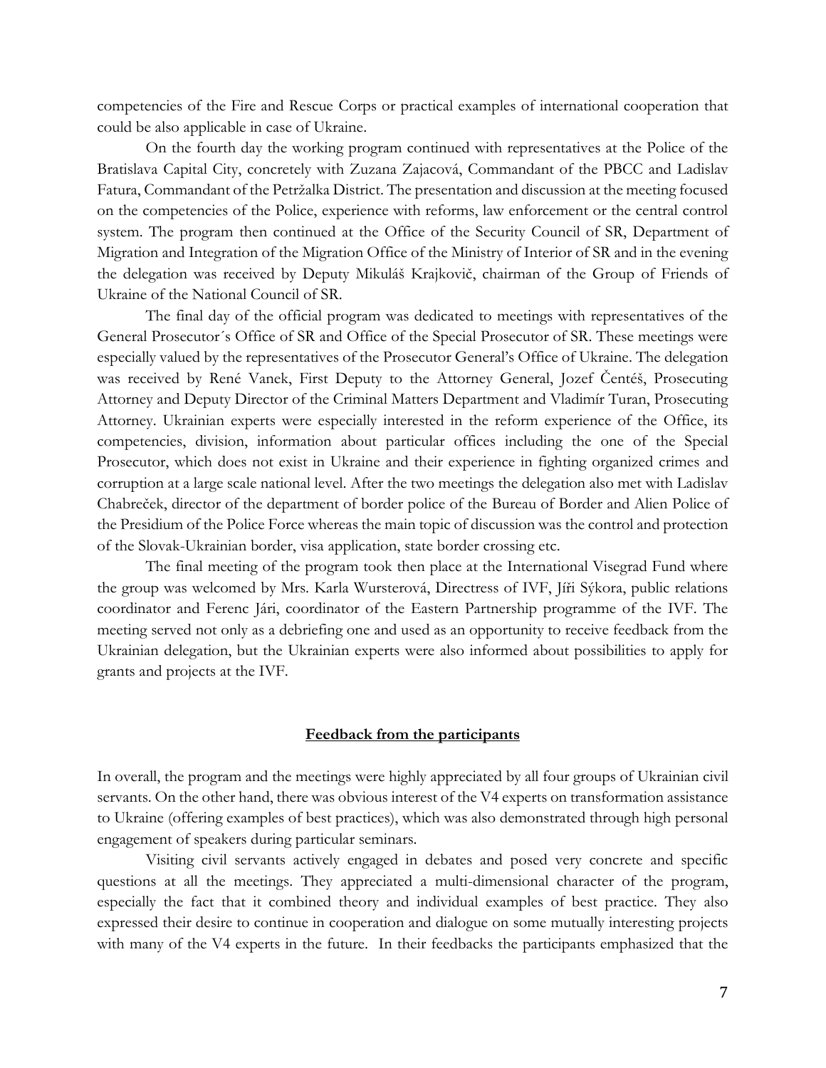competencies of the Fire and Rescue Corps or practical examples of international cooperation that could be also applicable in case of Ukraine.

On the fourth day the working program continued with representatives at the Police of the Bratislava Capital City, concretely with Zuzana Zajacová, Commandant of the PBCC and Ladislav Fatura, Commandant of the Petržalka District. The presentation and discussion at the meeting focused on the competencies of the Police, experience with reforms, law enforcement or the central control system. The program then continued at the Office of the Security Council of SR, Department of Migration and Integration of the Migration Office of the Ministry of Interior of SR and in the evening the delegation was received by Deputy Mikuláš Krajkovič, chairman of the Group of Friends of Ukraine of the National Council of SR.

The final day of the official program was dedicated to meetings with representatives of the General Prosecutor´s Office of SR and Office of the Special Prosecutor of SR. These meetings were especially valued by the representatives of the Prosecutor General's Office of Ukraine. The delegation was received by René Vanek, First Deputy to the Attorney General, Jozef Čentéš, Prosecuting Attorney and Deputy Director of the Criminal Matters Department and Vladimír Turan, Prosecuting Attorney. Ukrainian experts were especially interested in the reform experience of the Office, its competencies, division, information about particular offices including the one of the Special Prosecutor, which does not exist in Ukraine and their experience in fighting organized crimes and corruption at a large scale national level. After the two meetings the delegation also met with Ladislav Chabreček, director of the department of border police of the Bureau of Border and Alien Police of the Presidium of the Police Force whereas the main topic of discussion was the control and protection of the Slovak-Ukrainian border, visa application, state border crossing etc.

The final meeting of the program took then place at the International Visegrad Fund where the group was welcomed by Mrs. Karla Wursterová, Directress of IVF, Jíři Sýkora, public relations coordinator and Ferenc Jári, coordinator of the Eastern Partnership programme of the IVF. The meeting served not only as a debriefing one and used as an opportunity to receive feedback from the Ukrainian delegation, but the Ukrainian experts were also informed about possibilities to apply for grants and projects at the IVF.

## Feedback from the participants

In overall, the program and the meetings were highly appreciated by all four groups of Ukrainian civil servants. On the other hand, there was obvious interest of the V4 experts on transformation assistance to Ukraine (offering examples of best practices), which was also demonstrated through high personal engagement of speakers during particular seminars.

Visiting civil servants actively engaged in debates and posed very concrete and specific questions at all the meetings. They appreciated a multi-dimensional character of the program, especially the fact that it combined theory and individual examples of best practice. They also expressed their desire to continue in cooperation and dialogue on some mutually interesting projects with many of the V4 experts in the future. In their feedbacks the participants emphasized that the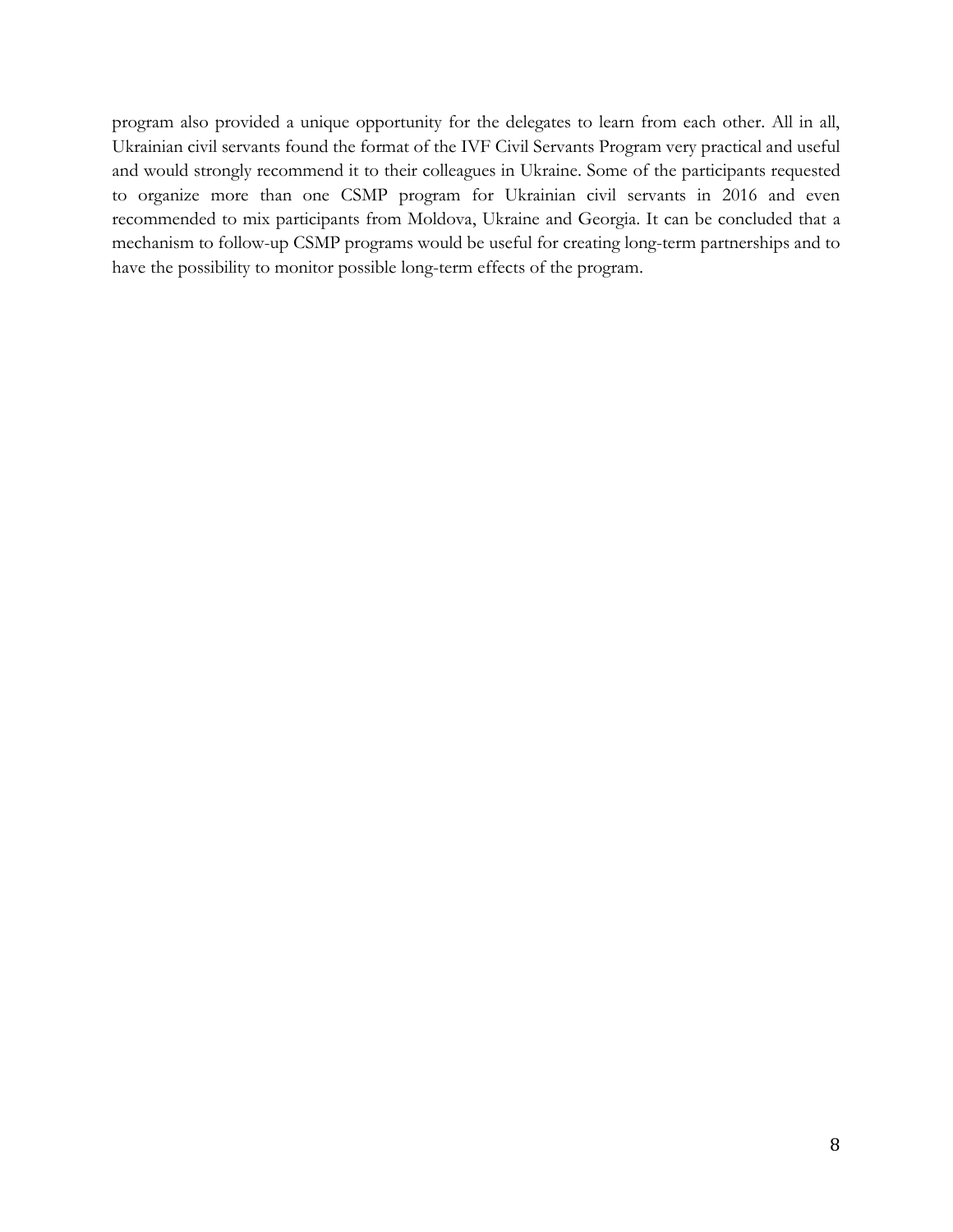program also provided a unique opportunity for the delegates to learn from each other. All in all, Ukrainian civil servants found the format of the IVF Civil Servants Program very practical and useful and would strongly recommend it to their colleagues in Ukraine. Some of the participants requested to organize more than one CSMP program for Ukrainian civil servants in 2016 and even recommended to mix participants from Moldova, Ukraine and Georgia. It can be concluded that a mechanism to follow-up CSMP programs would be useful for creating long-term partnerships and to have the possibility to monitor possible long-term effects of the program.